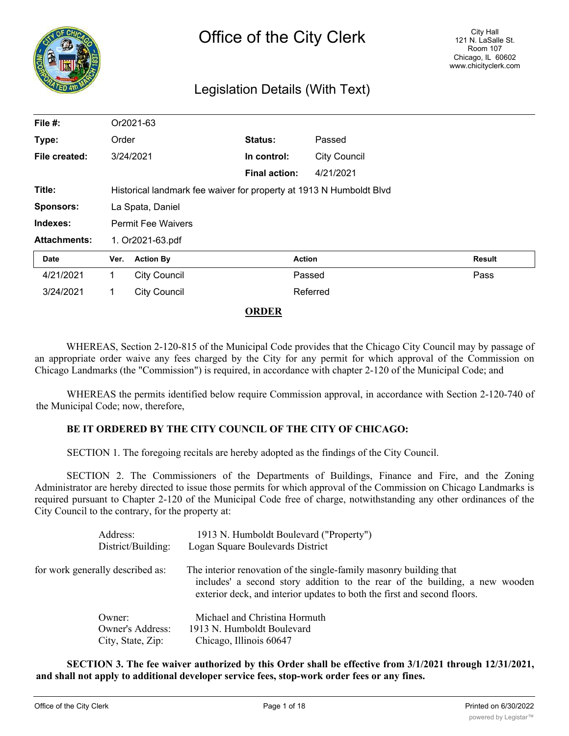# Office of the City Clerk

City Hall
121 N. LaSalle St.
Room 107
Chicago, IL 60602
www.chicityclerk.com

## Legislation Details (With Text)

| | | | |
|---|---|---|---|
| **File #:** | Or2021-63 | | |
| **Type:** | Order | **Status:** | Passed |
| **File created:** | 3/24/2021 | **In control:** | City Council |
| | | **Final action:** | 4/21/2021 |
| **Title:** | Historical landmark fee waiver for property at 1913 N Humboldt Blvd | | |
| **Sponsors:** | La Spata, Daniel | | |
| **Indexes:** | Permit Fee Waivers | | |
| **Attachments:** | 1. Or2021-63.pdf | | |

| Date | Ver. | Action By | Action | Result |
|---|---|---|---|---|
| 4/21/2021 | 1 | City Council | Passed | Pass |
| 3/24/2021 | 1 | City Council | Referred | |

**ORDER**

WHEREAS, Section 2-120-815 of the Municipal Code provides that the Chicago City Council may by passage of an appropriate order waive any fees charged by the City for any permit for which approval of the Commission on Chicago Landmarks (the "Commission") is required, in accordance with chapter 2-120 of the Municipal Code; and

WHEREAS the permits identified below require Commission approval, in accordance with Section 2-120-740 of the Municipal Code; now, therefore,

**BE IT ORDERED BY THE CITY COUNCIL OF THE CITY OF CHICAGO:**

SECTION 1. The foregoing recitals are hereby adopted as the findings of the City Council.

SECTION 2. The Commissioners of the Departments of Buildings, Finance and Fire, and the Zoning Administrator are hereby directed to issue those permits for which approval of the Commission on Chicago Landmarks is required pursuant to Chapter 2-120 of the Municipal Code free of charge, notwithstanding any other ordinances of the City Council to the contrary, for the property at:

Address: 1913 N. Humboldt Boulevard ("Property")
District/Building: Logan Square Boulevards District

for work generally described as: The interior renovation of the single-family masonry building that includes' a second story addition to the rear of the building, a new wooden exterior deck, and interior updates to both the first and second floors.

Owner: Michael and Christina Hormuth
Owner's Address: 1913 N. Humboldt Boulevard
City, State, Zip: Chicago, Illinois 60647

**SECTION 3. The fee waiver authorized by this Order shall be effective from 3/1/2021 through 12/31/2021, and shall not apply to additional developer service fees, stop-work order fees or any fines.**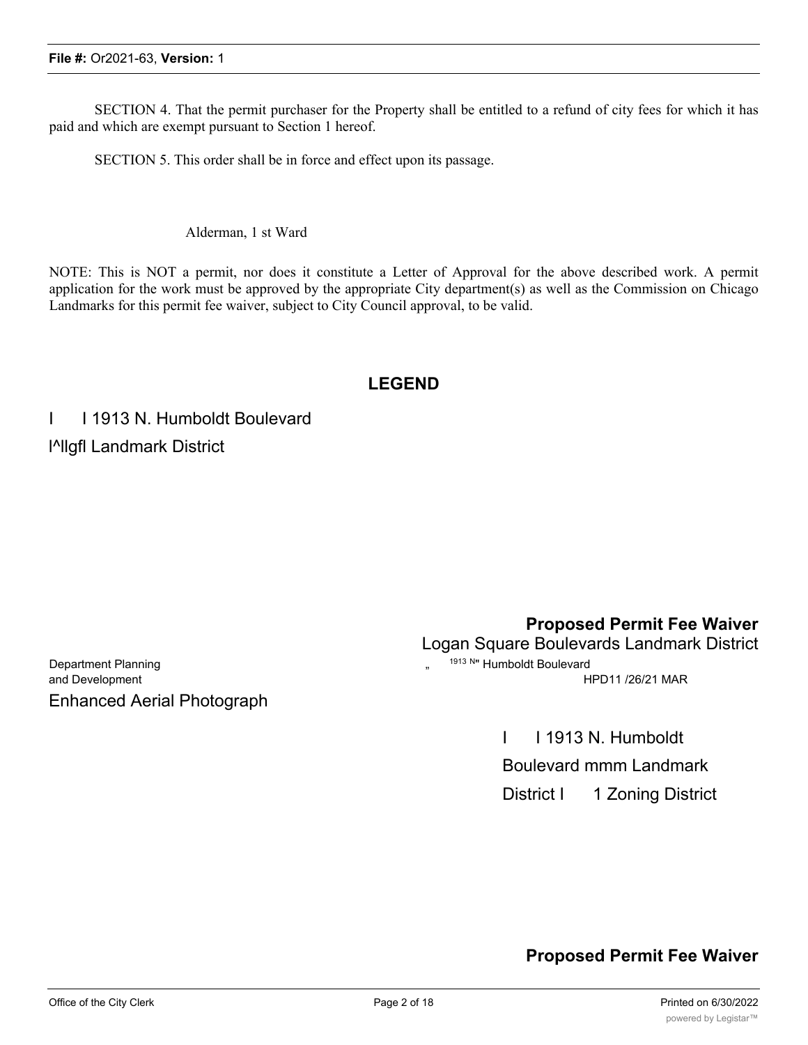SECTION 4. That the permit purchaser for the Property shall be entitled to a refund of city fees for which it has paid and which are exempt pursuant to Section 1 hereof.

SECTION 5. This order shall be in force and effect upon its passage.

Alderman, 1 st Ward

NOTE: This is NOT a permit, nor does it constitute a Letter of Approval for the above described work. A permit application for the work must be approved by the appropriate City department(s) as well as the Commission on Chicago Landmarks for this permit fee waiver, subject to City Council approval, to be valid.

## LEGEND

I I 1913 N. Humboldt Boulevard

I^llgfl Landmark District

**Proposed Permit Fee Waiver**

Logan Square Boulevards Landmark District

Department Planning and Development

„ 1913 N" Humboldt Boulevard

HPD11 /26/21 MAR

Enhanced Aerial Photograph

I I 1913 N. Humboldt Boulevard mmm Landmark District I 1 Zoning District

**Proposed Permit Fee Waiver**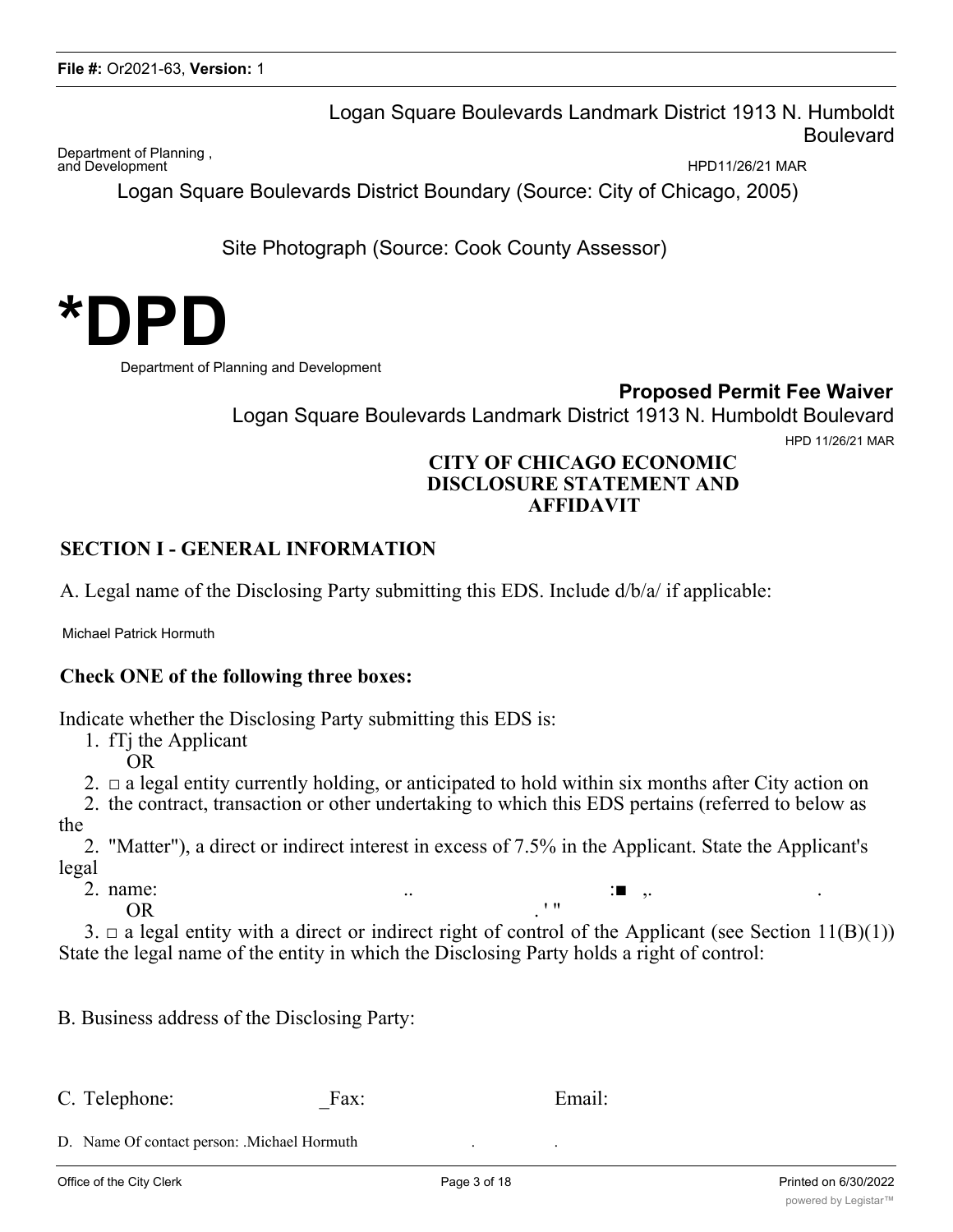Logan Square Boulevards Landmark District 1913 N. Humboldt Boulevard

Department of Planning , and Development

HPD11/26/21 MAR

Logan Square Boulevards District Boundary (Source: City of Chicago, 2005)

Site Photograph (Source: Cook County Assessor)

**\*DPD**

Department of Planning and Development

**Proposed Permit Fee Waiver**

Logan Square Boulevards Landmark District 1913 N. Humboldt Boulevard

HPD 11/26/21 MAR

**CITY OF CHICAGO ECONOMIC DISCLOSURE STATEMENT AND AFFIDAVIT**

## SECTION I - GENERAL INFORMATION

A. Legal name of the Disclosing Party submitting this EDS. Include d/b/a/ if applicable:

Michael Patrick Hormuth

**Check ONE of the following three boxes:**

Indicate whether the Disclosing Party submitting this EDS is:

1. fTj the Applicant
   OR
2. □ a legal entity currently holding, or anticipated to hold within six months after City action on the contract, transaction or other undertaking to which this EDS pertains (referred to below as the "Matter"), a direct or indirect interest in excess of 7.5% in the Applicant. State the Applicant's legal name: .. :■ ,. .
   OR . ' "
3. □ a legal entity with a direct or indirect right of control of the Applicant (see Section 11(B)(1)) State the legal name of the entity in which the Disclosing Party holds a right of control:

B. Business address of the Disclosing Party:

C. Telephone: _Fax: Email:

D. Name Of contact person: .Michael Hormuth . .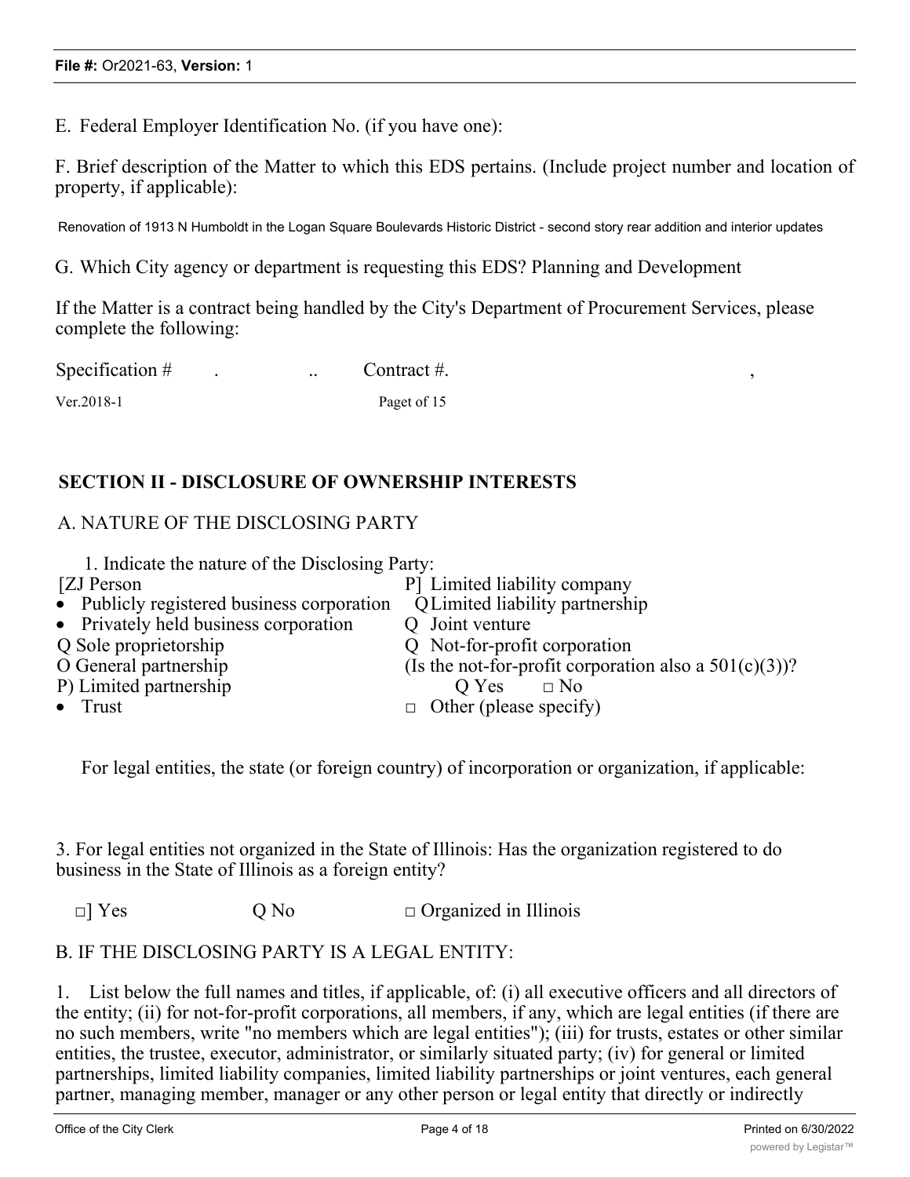E. Federal Employer Identification No. (if you have one):

F. Brief description of the Matter to which this EDS pertains. (Include project number and location of property, if applicable):

Renovation of 1913 N Humboldt in the Logan Square Boulevards Historic District - second story rear addition and interior updates

G. Which City agency or department is requesting this EDS? Planning and Development

If the Matter is a contract being handled by the City's Department of Procurement Services, please complete the following:

Specification # . .. Contract #. ,

Ver.2018-1 Paget of 15

## SECTION II - DISCLOSURE OF OWNERSHIP INTERESTS

### A. NATURE OF THE DISCLOSING PARTY

1. Indicate the nature of the Disclosing Party:

[ZJ Person
- Publicly registered business corporation
- Privately held business corporation

Q Sole proprietorship
O General partnership
P) Limited partnership
- Trust

P] Limited liability company
Q Limited liability partnership
Q Joint venture
Q Not-for-profit corporation
(Is the not-for-profit corporation also a 501(c)(3))?
Q Yes □ No
□ Other (please specify)

For legal entities, the state (or foreign country) of incorporation or organization, if applicable:

3. For legal entities not organized in the State of Illinois: Has the organization registered to do business in the State of Illinois as a foreign entity?

□] Yes Q No □ Organized in Illinois

### B. IF THE DISCLOSING PARTY IS A LEGAL ENTITY:

1. List below the full names and titles, if applicable, of: (i) all executive officers and all directors of the entity; (ii) for not-for-profit corporations, all members, if any, which are legal entities (if there are no such members, write "no members which are legal entities"); (iii) for trusts, estates or other similar entities, the trustee, executor, administrator, or similarly situated party; (iv) for general or limited partnerships, limited liability companies, limited liability partnerships or joint ventures, each general partner, managing member, manager or any other person or legal entity that directly or indirectly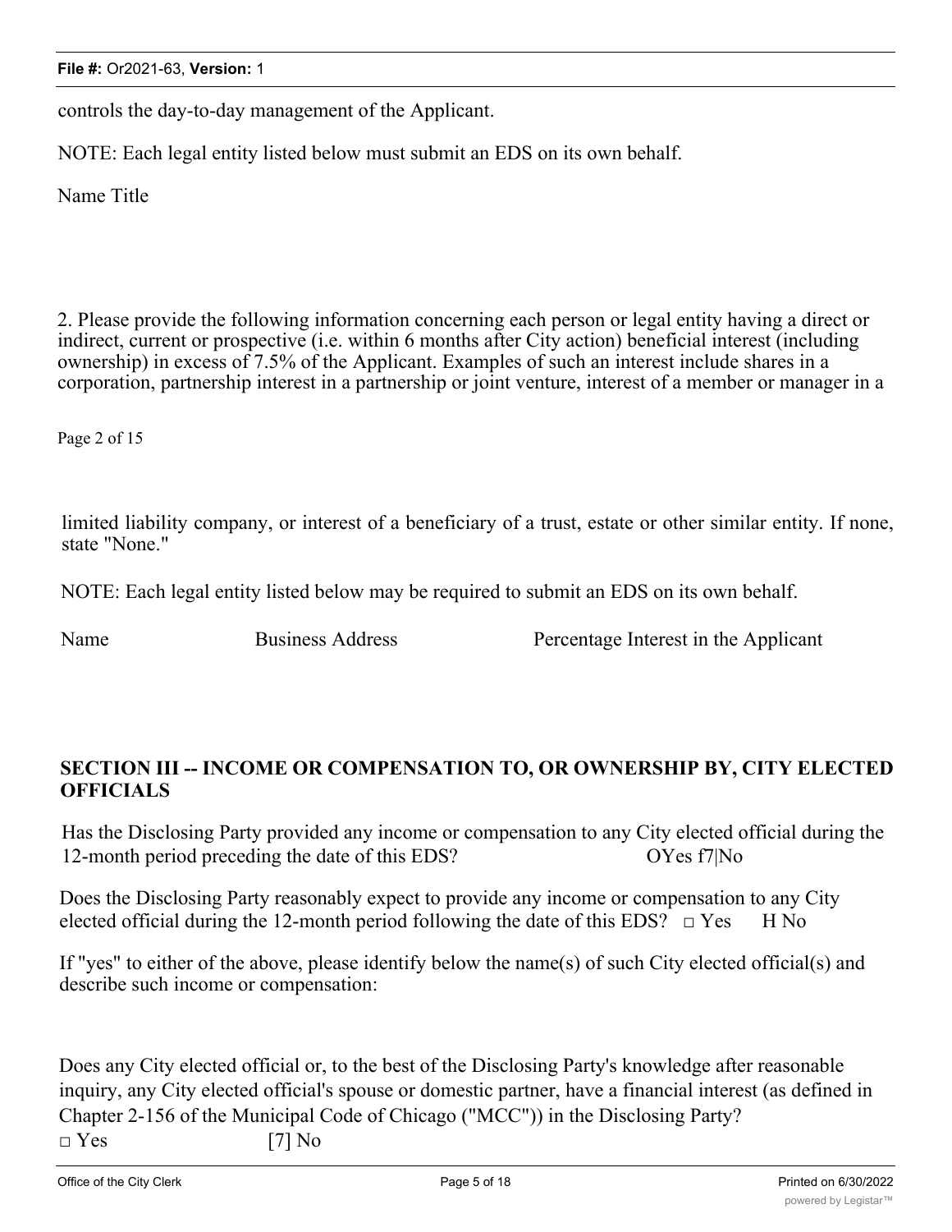controls the day-to-day management of the Applicant.

NOTE: Each legal entity listed below must submit an EDS on its own behalf.

Name Title

2. Please provide the following information concerning each person or legal entity having a direct or indirect, current or prospective (i.e. within 6 months after City action) beneficial interest (including ownership) in excess of 7.5% of the Applicant. Examples of such an interest include shares in a corporation, partnership interest in a partnership or joint venture, interest of a member or manager in a limited liability company, or interest of a beneficiary of a trust, estate or other similar entity. If none, state "None."

NOTE: Each legal entity listed below may be required to submit an EDS on its own behalf.

| Name | Business Address | Percentage Interest in the Applicant |
|---|---|---|

## SECTION III -- INCOME OR COMPENSATION TO, OR OWNERSHIP BY, CITY ELECTED OFFICIALS

Has the Disclosing Party provided any income or compensation to any City elected official during the 12-month period preceding the date of this EDS? OYes f7|No

Does the Disclosing Party reasonably expect to provide any income or compensation to any City elected official during the 12-month period following the date of this EDS? □ Yes H No

If "yes" to either of the above, please identify below the name(s) of such City elected official(s) and describe such income or compensation:

Does any City elected official or, to the best of the Disclosing Party's knowledge after reasonable inquiry, any City elected official's spouse or domestic partner, have a financial interest (as defined in Chapter 2-156 of the Municipal Code of Chicago ("MCC")) in the Disclosing Party?
□ Yes [7] No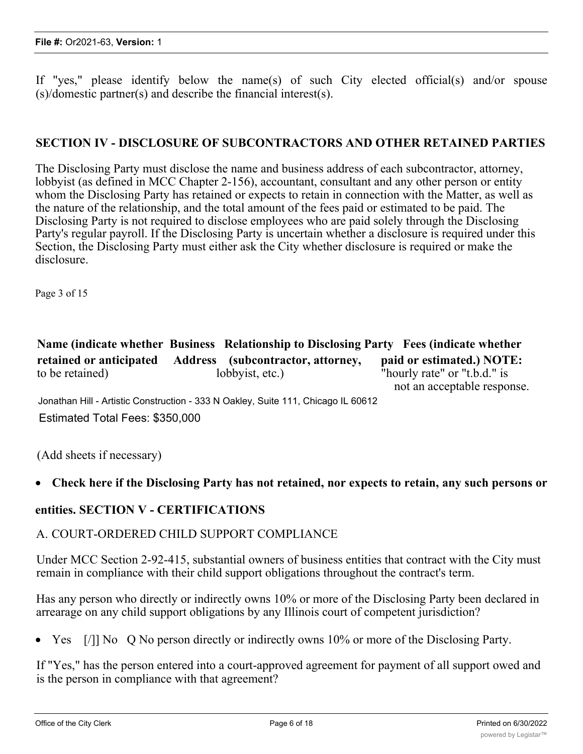If "yes," please identify below the name(s) of such City elected official(s) and/or spouse (s)/domestic partner(s) and describe the financial interest(s).

## SECTION IV - DISCLOSURE OF SUBCONTRACTORS AND OTHER RETAINED PARTIES

The Disclosing Party must disclose the name and business address of each subcontractor, attorney, lobbyist (as defined in MCC Chapter 2-156), accountant, consultant and any other person or entity whom the Disclosing Party has retained or expects to retain in connection with the Matter, as well as the nature of the relationship, and the total amount of the fees paid or estimated to be paid. The Disclosing Party is not required to disclose employees who are paid solely through the Disclosing Party's regular payroll. If the Disclosing Party is uncertain whether a disclosure is required under this Section, the Disclosing Party must either ask the City whether disclosure is required or make the disclosure.

Page 3 of 15

| **Name (indicate whether retained or anticipated** to be retained) | **Business Address** | **Relationship to Disclosing Party (subcontractor, attorney,** lobbyist, etc.) | **Fees (indicate whether paid or estimated.) NOTE:** "hourly rate" or "t.b.d." is not an acceptable response. |
|---|---|---|---|

Jonathan Hill - Artistic Construction - 333 N Oakley, Suite 111, Chicago IL 60612

Estimated Total Fees: $350,000

(Add sheets if necessary)

- **Check here if the Disclosing Party has not retained, nor expects to retain, any such persons or entities.**

## SECTION V - CERTIFICATIONS

A. COURT-ORDERED CHILD SUPPORT COMPLIANCE

Under MCC Section 2-92-415, substantial owners of business entities that contract with the City must remain in compliance with their child support obligations throughout the contract's term.

Has any person who directly or indirectly owns 10% or more of the Disclosing Party been declared in arrearage on any child support obligations by any Illinois court of competent jurisdiction?

- Yes [/]] No Q No person directly or indirectly owns 10% or more of the Disclosing Party.

If "Yes," has the person entered into a court-approved agreement for payment of all support owed and is the person in compliance with that agreement?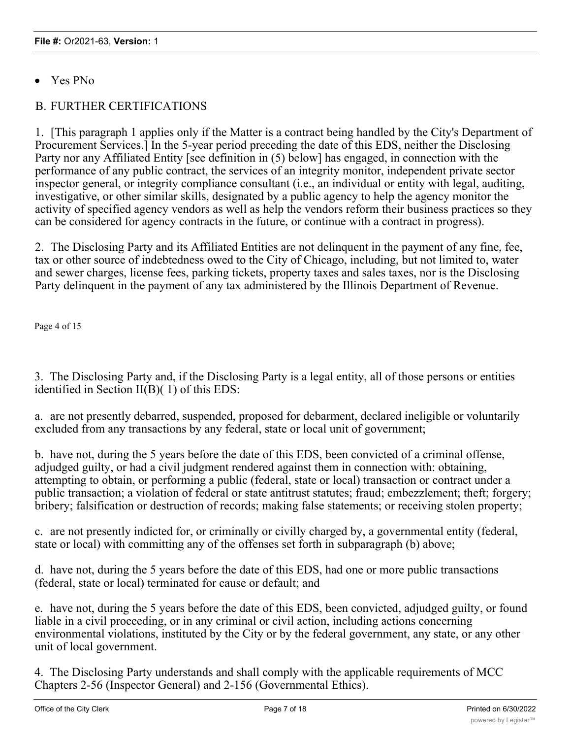- Yes PNo

B. FURTHER CERTIFICATIONS

1. [This paragraph 1 applies only if the Matter is a contract being handled by the City's Department of Procurement Services.] In the 5-year period preceding the date of this EDS, neither the Disclosing Party nor any Affiliated Entity [see definition in (5) below] has engaged, in connection with the performance of any public contract, the services of an integrity monitor, independent private sector inspector general, or integrity compliance consultant (i.e., an individual or entity with legal, auditing, investigative, or other similar skills, designated by a public agency to help the agency monitor the activity of specified agency vendors as well as help the vendors reform their business practices so they can be considered for agency contracts in the future, or continue with a contract in progress).

2. The Disclosing Party and its Affiliated Entities are not delinquent in the payment of any fine, fee, tax or other source of indebtedness owed to the City of Chicago, including, but not limited to, water and sewer charges, license fees, parking tickets, property taxes and sales taxes, nor is the Disclosing Party delinquent in the payment of any tax administered by the Illinois Department of Revenue.

Page 4 of 15

3. The Disclosing Party and, if the Disclosing Party is a legal entity, all of those persons or entities identified in Section II(B)( 1) of this EDS:

a. are not presently debarred, suspended, proposed for debarment, declared ineligible or voluntarily excluded from any transactions by any federal, state or local unit of government;

b. have not, during the 5 years before the date of this EDS, been convicted of a criminal offense, adjudged guilty, or had a civil judgment rendered against them in connection with: obtaining, attempting to obtain, or performing a public (federal, state or local) transaction or contract under a public transaction; a violation of federal or state antitrust statutes; fraud; embezzlement; theft; forgery; bribery; falsification or destruction of records; making false statements; or receiving stolen property;

c. are not presently indicted for, or criminally or civilly charged by, a governmental entity (federal, state or local) with committing any of the offenses set forth in subparagraph (b) above;

d. have not, during the 5 years before the date of this EDS, had one or more public transactions (federal, state or local) terminated for cause or default; and

e. have not, during the 5 years before the date of this EDS, been convicted, adjudged guilty, or found liable in a civil proceeding, or in any criminal or civil action, including actions concerning environmental violations, instituted by the City or by the federal government, any state, or any other unit of local government.

4. The Disclosing Party understands and shall comply with the applicable requirements of MCC Chapters 2-56 (Inspector General) and 2-156 (Governmental Ethics).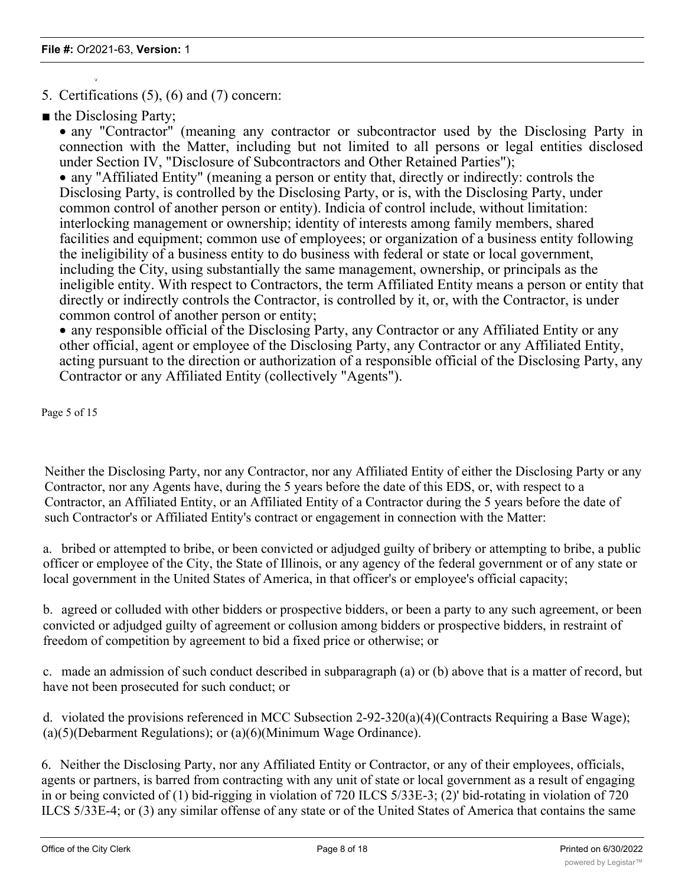5. Certifications (5), (6) and (7) concern:

- the Disclosing Party;
  - any "Contractor" (meaning any contractor or subcontractor used by the Disclosing Party in connection with the Matter, including but not limited to all persons or legal entities disclosed under Section IV, "Disclosure of Subcontractors and Other Retained Parties");
  - any "Affiliated Entity" (meaning a person or entity that, directly or indirectly: controls the Disclosing Party, is controlled by the Disclosing Party, or is, with the Disclosing Party, under common control of another person or entity). Indicia of control include, without limitation: interlocking management or ownership; identity of interests among family members, shared facilities and equipment; common use of employees; or organization of a business entity following the ineligibility of a business entity to do business with federal or state or local government, including the City, using substantially the same management, ownership, or principals as the ineligible entity. With respect to Contractors, the term Affiliated Entity means a person or entity that directly or indirectly controls the Contractor, is controlled by it, or, with the Contractor, is under common control of another person or entity;
  - any responsible official of the Disclosing Party, any Contractor or any Affiliated Entity or any other official, agent or employee of the Disclosing Party, any Contractor or any Affiliated Entity, acting pursuant to the direction or authorization of a responsible official of the Disclosing Party, any Contractor or any Affiliated Entity (collectively "Agents").

Neither the Disclosing Party, nor any Contractor, nor any Affiliated Entity of either the Disclosing Party or any Contractor, nor any Agents have, during the 5 years before the date of this EDS, or, with respect to a Contractor, an Affiliated Entity, or an Affiliated Entity of a Contractor during the 5 years before the date of such Contractor's or Affiliated Entity's contract or engagement in connection with the Matter:

a. bribed or attempted to bribe, or been convicted or adjudged guilty of bribery or attempting to bribe, a public officer or employee of the City, the State of Illinois, or any agency of the federal government or of any state or local government in the United States of America, in that officer's or employee's official capacity;

b. agreed or colluded with other bidders or prospective bidders, or been a party to any such agreement, or been convicted or adjudged guilty of agreement or collusion among bidders or prospective bidders, in restraint of freedom of competition by agreement to bid a fixed price or otherwise; or

c. made an admission of such conduct described in subparagraph (a) or (b) above that is a matter of record, but have not been prosecuted for such conduct; or

d. violated the provisions referenced in MCC Subsection 2-92-320(a)(4)(Contracts Requiring a Base Wage); (a)(5)(Debarment Regulations); or (a)(6)(Minimum Wage Ordinance).

6. Neither the Disclosing Party, nor any Affiliated Entity or Contractor, or any of their employees, officials, agents or partners, is barred from contracting with any unit of state or local government as a result of engaging in or being convicted of (1) bid-rigging in violation of 720 ILCS 5/33E-3; (2)' bid-rotating in violation of 720 ILCS 5/33E-4; or (3) any similar offense of any state or of the United States of America that contains the same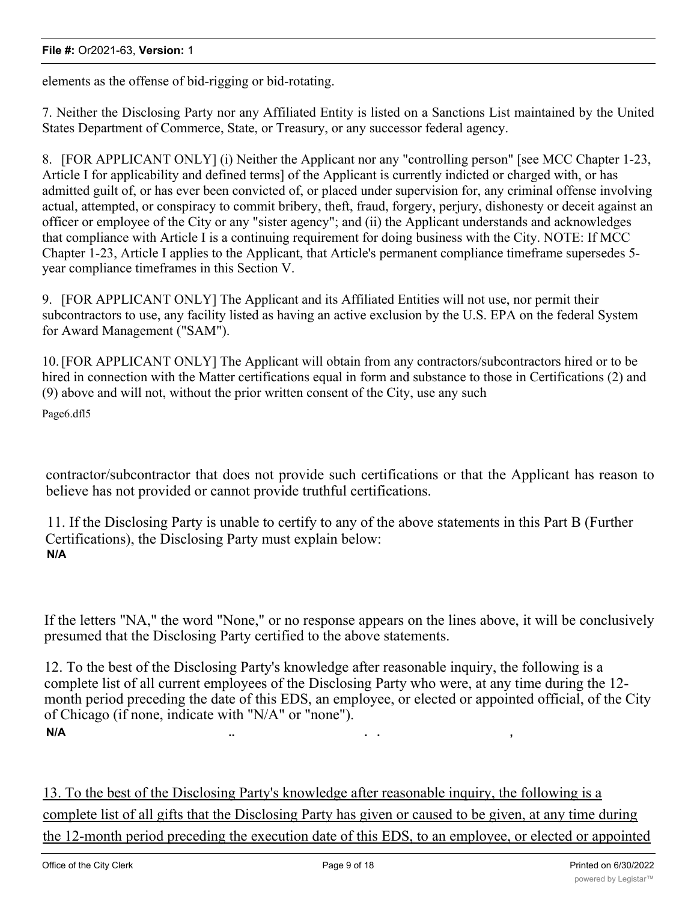elements as the offense of bid-rigging or bid-rotating.

7. Neither the Disclosing Party nor any Affiliated Entity is listed on a Sanctions List maintained by the United States Department of Commerce, State, or Treasury, or any successor federal agency.

8. [FOR APPLICANT ONLY] (i) Neither the Applicant nor any "controlling person" [see MCC Chapter 1-23, Article I for applicability and defined terms] of the Applicant is currently indicted or charged with, or has admitted guilt of, or has ever been convicted of, or placed under supervision for, any criminal offense involving actual, attempted, or conspiracy to commit bribery, theft, fraud, forgery, perjury, dishonesty or deceit against an officer or employee of the City or any "sister agency"; and (ii) the Applicant understands and acknowledges that compliance with Article I is a continuing requirement for doing business with the City. NOTE: If MCC Chapter 1-23, Article I applies to the Applicant, that Article's permanent compliance timeframe supersedes 5-year compliance timeframes in this Section V.

9. [FOR APPLICANT ONLY] The Applicant and its Affiliated Entities will not use, nor permit their subcontractors to use, any facility listed as having an active exclusion by the U.S. EPA on the federal System for Award Management ("SAM").

10. [FOR APPLICANT ONLY] The Applicant will obtain from any contractors/subcontractors hired or to be hired in connection with the Matter certifications equal in form and substance to those in Certifications (2) and (9) above and will not, without the prior written consent of the City, use any such

Page6.dfl5

contractor/subcontractor that does not provide such certifications or that the Applicant has reason to believe has not provided or cannot provide truthful certifications.

11. If the Disclosing Party is unable to certify to any of the above statements in this Part B (Further Certifications), the Disclosing Party must explain below:

**N/A**

If the letters "NA," the word "None," or no response appears on the lines above, it will be conclusively presumed that the Disclosing Party certified to the above statements.

12. To the best of the Disclosing Party's knowledge after reasonable inquiry, the following is a complete list of all current employees of the Disclosing Party who were, at any time during the 12-month period preceding the date of this EDS, an employee, or elected or appointed official, of the City of Chicago (if none, indicate with "N/A" or "none").

**N/A**

13. To the best of the Disclosing Party's knowledge after reasonable inquiry, the following is a complete list of all gifts that the Disclosing Party has given or caused to be given, at any time during the 12-month period preceding the execution date of this EDS, to an employee, or elected or appointed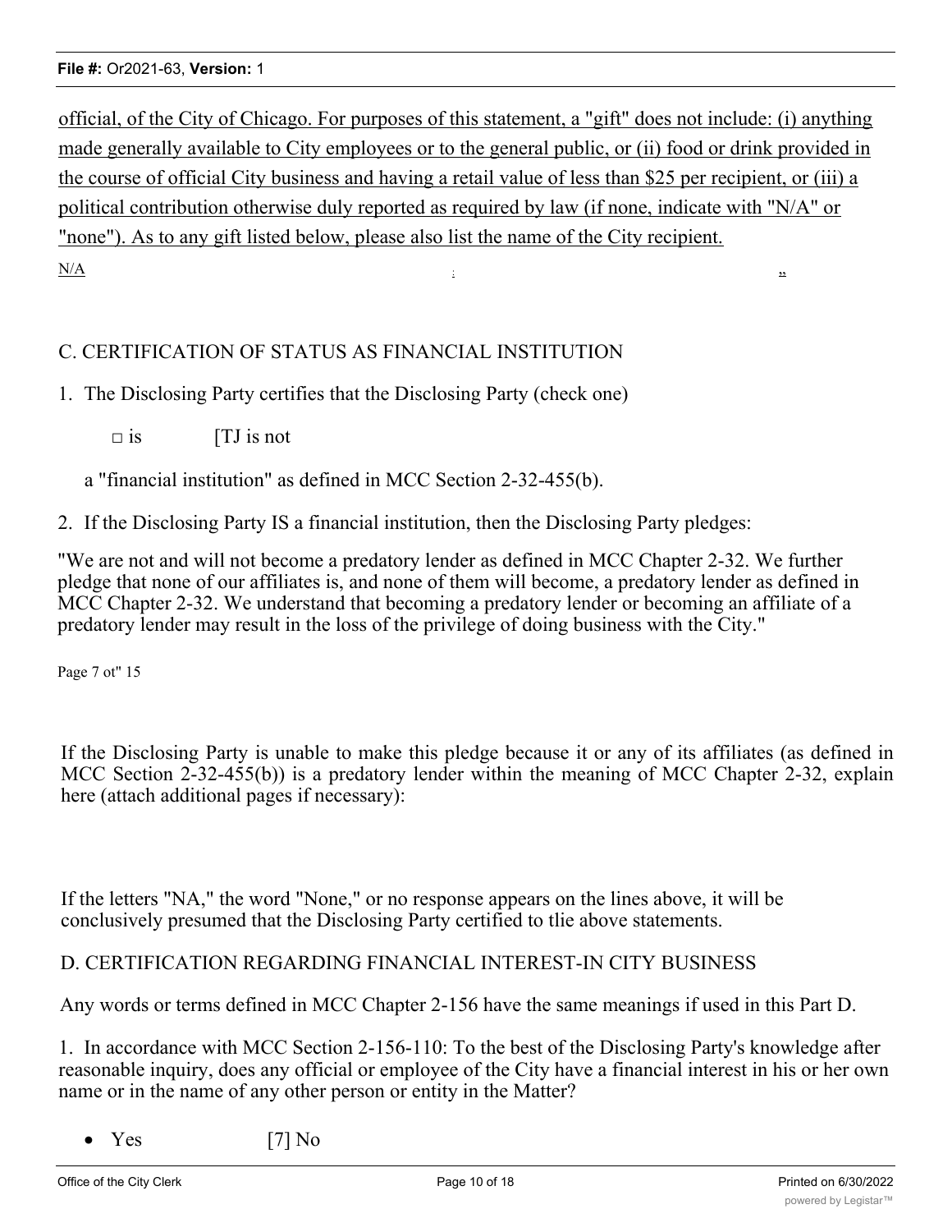official, of the City of Chicago. For purposes of this statement, a "gift" does not include: (i) anything made generally available to City employees or to the general public, or (ii) food or drink provided in the course of official City business and having a retail value of less than $25 per recipient, or (iii) a political contribution otherwise duly reported as required by law (if none, indicate with "N/A" or "none"). As to any gift listed below, please also list the name of the City recipient.

N/A

C. CERTIFICATION OF STATUS AS FINANCIAL INSTITUTION

1. The Disclosing Party certifies that the Disclosing Party (check one)

□ is [TJ is not

a "financial institution" as defined in MCC Section 2-32-455(b).

2. If the Disclosing Party IS a financial institution, then the Disclosing Party pledges:

"We are not and will not become a predatory lender as defined in MCC Chapter 2-32. We further pledge that none of our affiliates is, and none of them will become, a predatory lender as defined in MCC Chapter 2-32. We understand that becoming a predatory lender or becoming an affiliate of a predatory lender may result in the loss of the privilege of doing business with the City."

Page 7 ot" 15

If the Disclosing Party is unable to make this pledge because it or any of its affiliates (as defined in MCC Section 2-32-455(b)) is a predatory lender within the meaning of MCC Chapter 2-32, explain here (attach additional pages if necessary):

If the letters "NA," the word "None," or no response appears on the lines above, it will be conclusively presumed that the Disclosing Party certified to tlie above statements.

D. CERTIFICATION REGARDING FINANCIAL INTEREST-IN CITY BUSINESS

Any words or terms defined in MCC Chapter 2-156 have the same meanings if used in this Part D.

1. In accordance with MCC Section 2-156-110: To the best of the Disclosing Party's knowledge after reasonable inquiry, does any official or employee of the City have a financial interest in his or her own name or in the name of any other person or entity in the Matter?

- Yes [7] No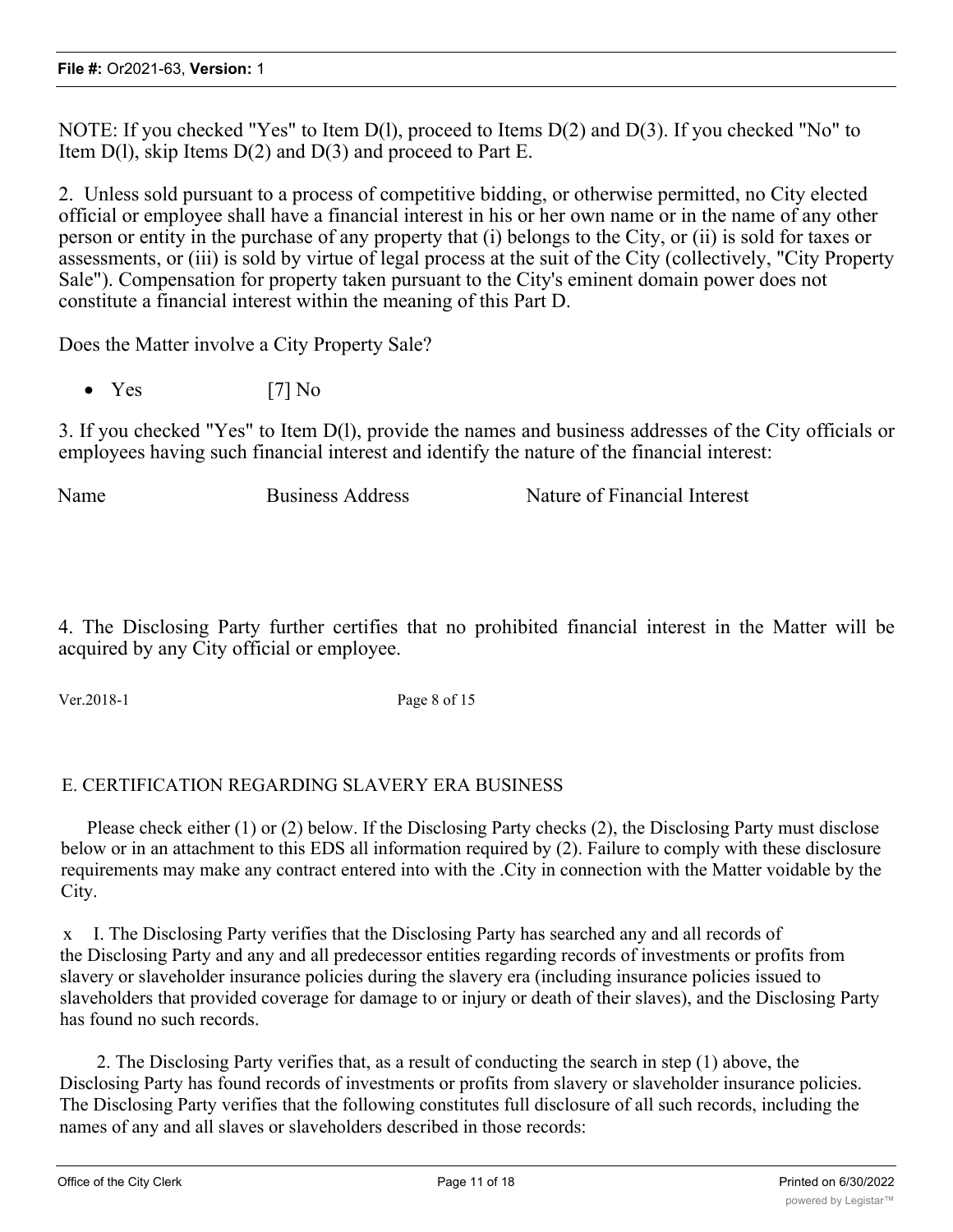NOTE: If you checked "Yes" to Item D(l), proceed to Items D(2) and D(3). If you checked "No" to Item D(l), skip Items D(2) and D(3) and proceed to Part E.

2. Unless sold pursuant to a process of competitive bidding, or otherwise permitted, no City elected official or employee shall have a financial interest in his or her own name or in the name of any other person or entity in the purchase of any property that (i) belongs to the City, or (ii) is sold for taxes or assessments, or (iii) is sold by virtue of legal process at the suit of the City (collectively, "City Property Sale"). Compensation for property taken pursuant to the City's eminent domain power does not constitute a financial interest within the meaning of this Part D.

Does the Matter involve a City Property Sale?

- Yes [7] No

3. If you checked "Yes" to Item D(l), provide the names and business addresses of the City officials or employees having such financial interest and identify the nature of the financial interest:

| Name | Business Address | Nature of Financial Interest |
| --- | --- | --- |
| | | |

4. The Disclosing Party further certifies that no prohibited financial interest in the Matter will be acquired by any City official or employee.

Ver.2018-1 Page 8 of 15

## E. CERTIFICATION REGARDING SLAVERY ERA BUSINESS

Please check either (1) or (2) below. If the Disclosing Party checks (2), the Disclosing Party must disclose below or in an attachment to this EDS all information required by (2). Failure to comply with these disclosure requirements may make any contract entered into with the .City in connection with the Matter voidable by the City.

x I. The Disclosing Party verifies that the Disclosing Party has searched any and all records of the Disclosing Party and any and all predecessor entities regarding records of investments or profits from slavery or slaveholder insurance policies during the slavery era (including insurance policies issued to slaveholders that provided coverage for damage to or injury or death of their slaves), and the Disclosing Party has found no such records.

2. The Disclosing Party verifies that, as a result of conducting the search in step (1) above, the Disclosing Party has found records of investments or profits from slavery or slaveholder insurance policies. The Disclosing Party verifies that the following constitutes full disclosure of all such records, including the names of any and all slaves or slaveholders described in those records: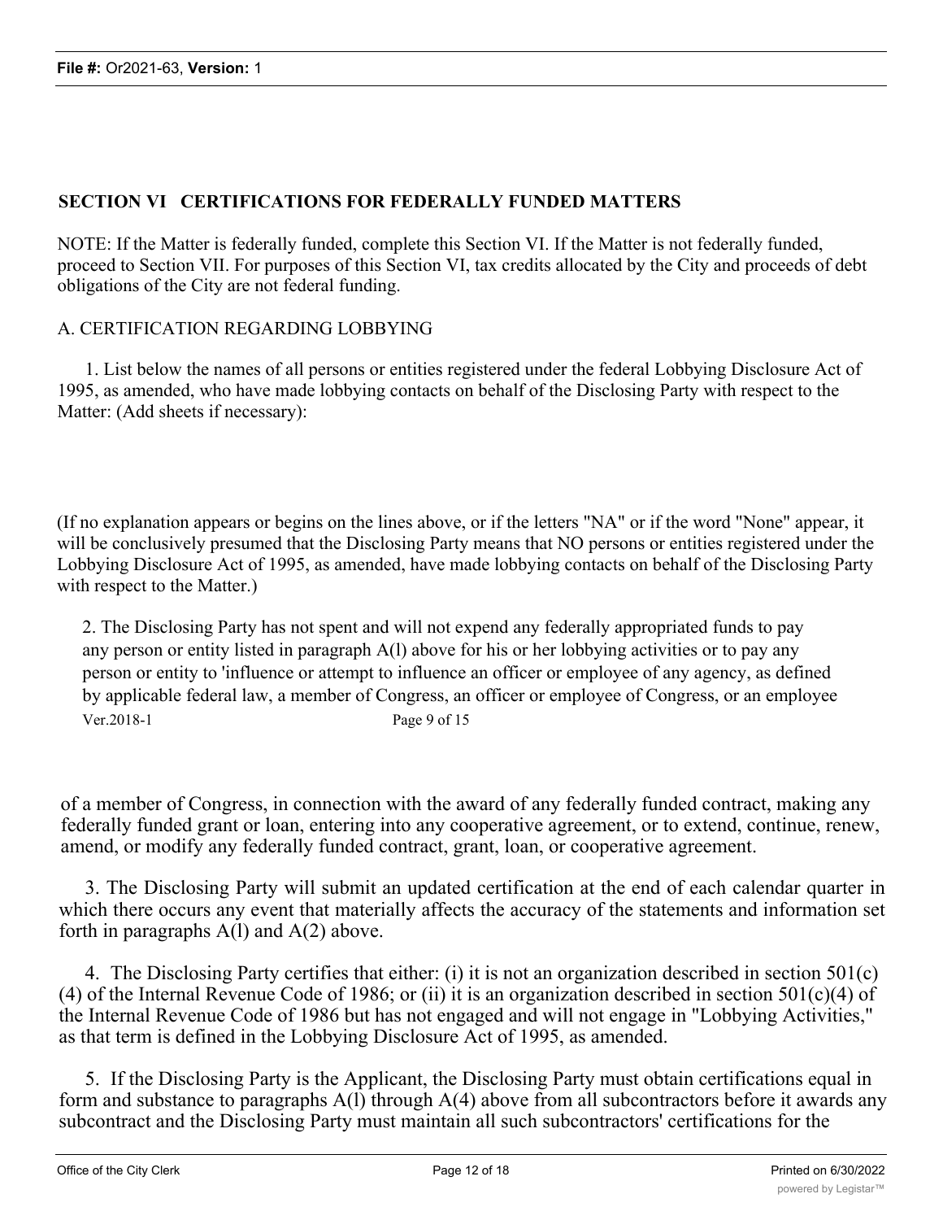## SECTION VI CERTIFICATIONS FOR FEDERALLY FUNDED MATTERS

NOTE: If the Matter is federally funded, complete this Section VI. If the Matter is not federally funded, proceed to Section VII. For purposes of this Section VI, tax credits allocated by the City and proceeds of debt obligations of the City are not federal funding.

A. CERTIFICATION REGARDING LOBBYING

1. List below the names of all persons or entities registered under the federal Lobbying Disclosure Act of 1995, as amended, who have made lobbying contacts on behalf of the Disclosing Party with respect to the Matter: (Add sheets if necessary):

(If no explanation appears or begins on the lines above, or if the letters "NA" or if the word "None" appear, it will be conclusively presumed that the Disclosing Party means that NO persons or entities registered under the Lobbying Disclosure Act of 1995, as amended, have made lobbying contacts on behalf of the Disclosing Party with respect to the Matter.)

2. The Disclosing Party has not spent and will not expend any federally appropriated funds to pay any person or entity listed in paragraph A(l) above for his or her lobbying activities or to pay any person or entity to 'influence or attempt to influence an officer or employee of any agency, as defined by applicable federal law, a member of Congress, an officer or employee of Congress, or an employee of a member of Congress, in connection with the award of any federally funded contract, making any federally funded grant or loan, entering into any cooperative agreement, or to extend, continue, renew, amend, or modify any federally funded contract, grant, loan, or cooperative agreement.

3. The Disclosing Party will submit an updated certification at the end of each calendar quarter in which there occurs any event that materially affects the accuracy of the statements and information set forth in paragraphs A(l) and A(2) above.

4. The Disclosing Party certifies that either: (i) it is not an organization described in section 501(c)(4) of the Internal Revenue Code of 1986; or (ii) it is an organization described in section 501(c)(4) of the Internal Revenue Code of 1986 but has not engaged and will not engage in "Lobbying Activities," as that term is defined in the Lobbying Disclosure Act of 1995, as amended.

5. If the Disclosing Party is the Applicant, the Disclosing Party must obtain certifications equal in form and substance to paragraphs A(l) through A(4) above from all subcontractors before it awards any subcontract and the Disclosing Party must maintain all such subcontractors' certifications for the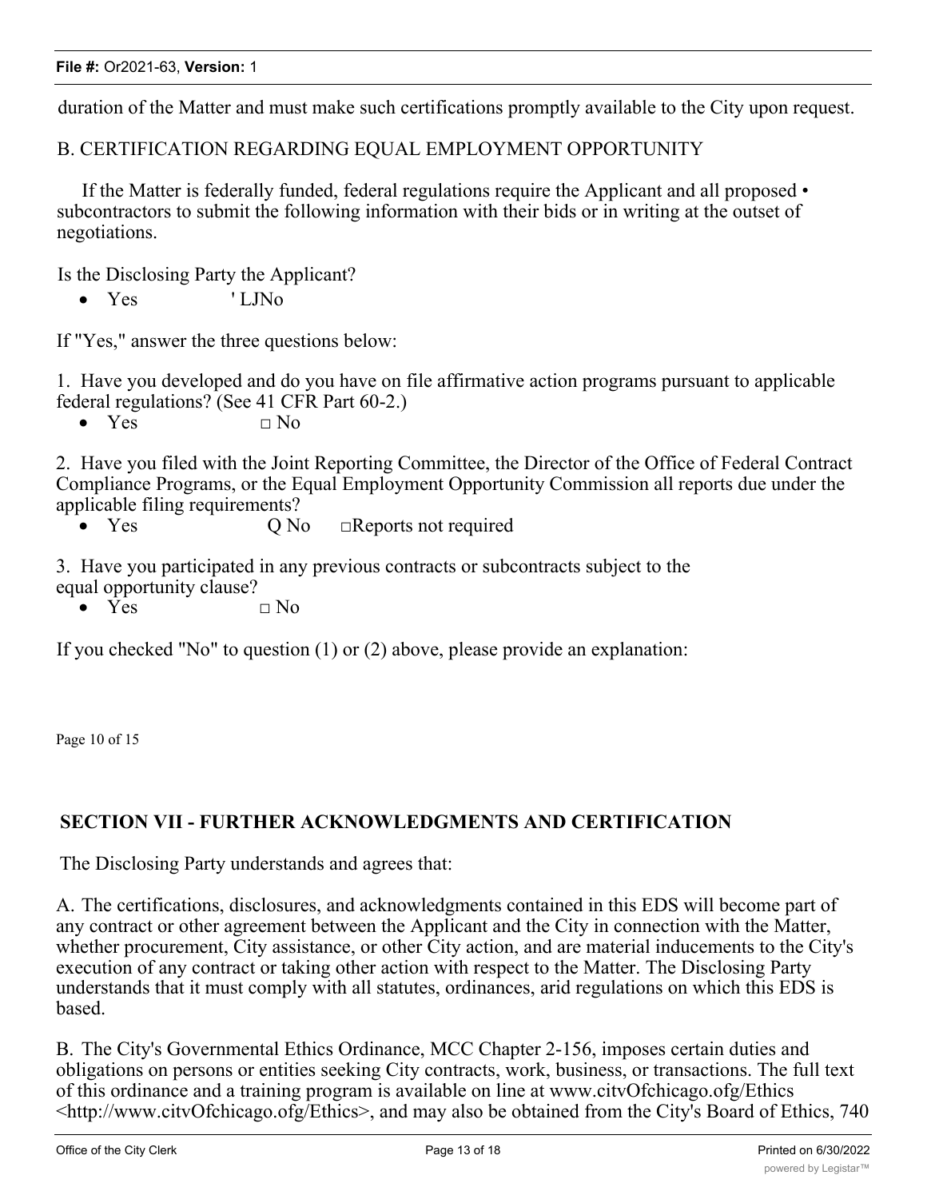duration of the Matter and must make such certifications promptly available to the City upon request.

B. CERTIFICATION REGARDING EQUAL EMPLOYMENT OPPORTUNITY

If the Matter is federally funded, federal regulations require the Applicant and all proposed • subcontractors to submit the following information with their bids or in writing at the outset of negotiations.

Is the Disclosing Party the Applicant?

- Yes ' LJNo

If "Yes," answer the three questions below:

1. Have you developed and do you have on file affirmative action programs pursuant to applicable federal regulations? (See 41 CFR Part 60-2.)
   - Yes □ No

2. Have you filed with the Joint Reporting Committee, the Director of the Office of Federal Contract Compliance Programs, or the Equal Employment Opportunity Commission all reports due under the applicable filing requirements?
   - Yes Q No □Reports not required

3. Have you participated in any previous contracts or subcontracts subject to the equal opportunity clause?
   - Yes □ No

If you checked "No" to question (1) or (2) above, please provide an explanation:

Page 10 of 15

## SECTION VII - FURTHER ACKNOWLEDGMENTS AND CERTIFICATION

The Disclosing Party understands and agrees that:

A. The certifications, disclosures, and acknowledgments contained in this EDS will become part of any contract or other agreement between the Applicant and the City in connection with the Matter, whether procurement, City assistance, or other City action, and are material inducements to the City's execution of any contract or taking other action with respect to the Matter. The Disclosing Party understands that it must comply with all statutes, ordinances, arid regulations on which this EDS is based.

B. The City's Governmental Ethics Ordinance, MCC Chapter 2-156, imposes certain duties and obligations on persons or entities seeking City contracts, work, business, or transactions. The full text of this ordinance and a training program is available on line at www.citvOfchicago.ofg/Ethics <http://www.citvOfchicago.ofg/Ethics>, and may also be obtained from the City's Board of Ethics, 740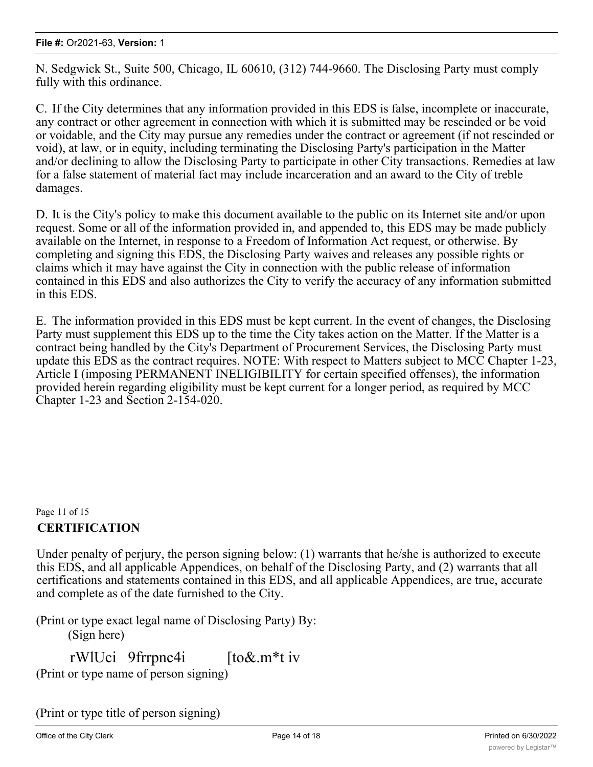N. Sedgwick St., Suite 500, Chicago, IL 60610, (312) 744-9660. The Disclosing Party must comply fully with this ordinance.

C. If the City determines that any information provided in this EDS is false, incomplete or inaccurate, any contract or other agreement in connection with which it is submitted may be rescinded or be void or voidable, and the City may pursue any remedies under the contract or agreement (if not rescinded or void), at law, or in equity, including terminating the Disclosing Party's participation in the Matter and/or declining to allow the Disclosing Party to participate in other City transactions. Remedies at law for a false statement of material fact may include incarceration and an award to the City of treble damages.

D. It is the City's policy to make this document available to the public on its Internet site and/or upon request. Some or all of the information provided in, and appended to, this EDS may be made publicly available on the Internet, in response to a Freedom of Information Act request, or otherwise. By completing and signing this EDS, the Disclosing Party waives and releases any possible rights or claims which it may have against the City in connection with the public release of information contained in this EDS and also authorizes the City to verify the accuracy of any information submitted in this EDS.

E. The information provided in this EDS must be kept current. In the event of changes, the Disclosing Party must supplement this EDS up to the time the City takes action on the Matter. If the Matter is a contract being handled by the City's Department of Procurement Services, the Disclosing Party must update this EDS as the contract requires. NOTE: With respect to Matters subject to MCC Chapter 1-23, Article I (imposing PERMANENT INELIGIBILITY for certain specified offenses), the information provided herein regarding eligibility must be kept current for a longer period, as required by MCC Chapter 1-23 and Section 2-154-020.

Page 11 of 15

**CERTIFICATION**

Under penalty of perjury, the person signing below: (1) warrants that he/she is authorized to execute this EDS, and all applicable Appendices, on behalf of the Disclosing Party, and (2) warrants that all certifications and statements contained in this EDS, and all applicable Appendices, are true, accurate and complete as of the date furnished to the City.

(Print or type exact legal name of Disclosing Party) By:
(Sign here)

rWlUci 9frrpnc4i [to&.m*t iv
(Print or type name of person signing)

(Print or type title of person signing)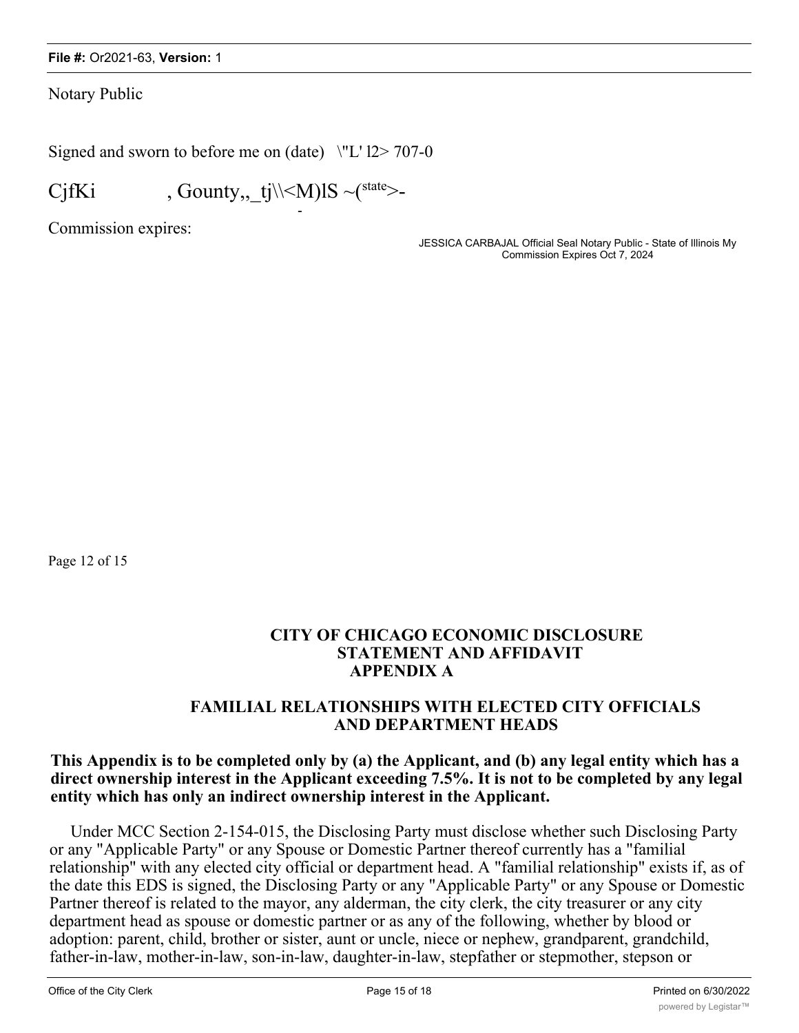Notary Public

Signed and sworn to before me on (date) \"L' l2> 707-0

CjfKi , Gounty,,_tj\\<M)lS ~(state>-

Commission expires:

JESSICA CARBAJAL Official Seal Notary Public - State of Illinois My Commission Expires Oct 7, 2024

Page 12 of 15

## CITY OF CHICAGO ECONOMIC DISCLOSURE STATEMENT AND AFFIDAVIT APPENDIX A

## FAMILIAL RELATIONSHIPS WITH ELECTED CITY OFFICIALS AND DEPARTMENT HEADS

**This Appendix is to be completed only by (a) the Applicant, and (b) any legal entity which has a direct ownership interest in the Applicant exceeding 7.5%. It is not to be completed by any legal entity which has only an indirect ownership interest in the Applicant.**

Under MCC Section 2-154-015, the Disclosing Party must disclose whether such Disclosing Party or any "Applicable Party" or any Spouse or Domestic Partner thereof currently has a "familial relationship" with any elected city official or department head. A "familial relationship" exists if, as of the date this EDS is signed, the Disclosing Party or any "Applicable Party" or any Spouse or Domestic Partner thereof is related to the mayor, any alderman, the city clerk, the city treasurer or any city department head as spouse or domestic partner or as any of the following, whether by blood or adoption: parent, child, brother or sister, aunt or uncle, niece or nephew, grandparent, grandchild, father-in-law, mother-in-law, son-in-law, daughter-in-law, stepfather or stepmother, stepson or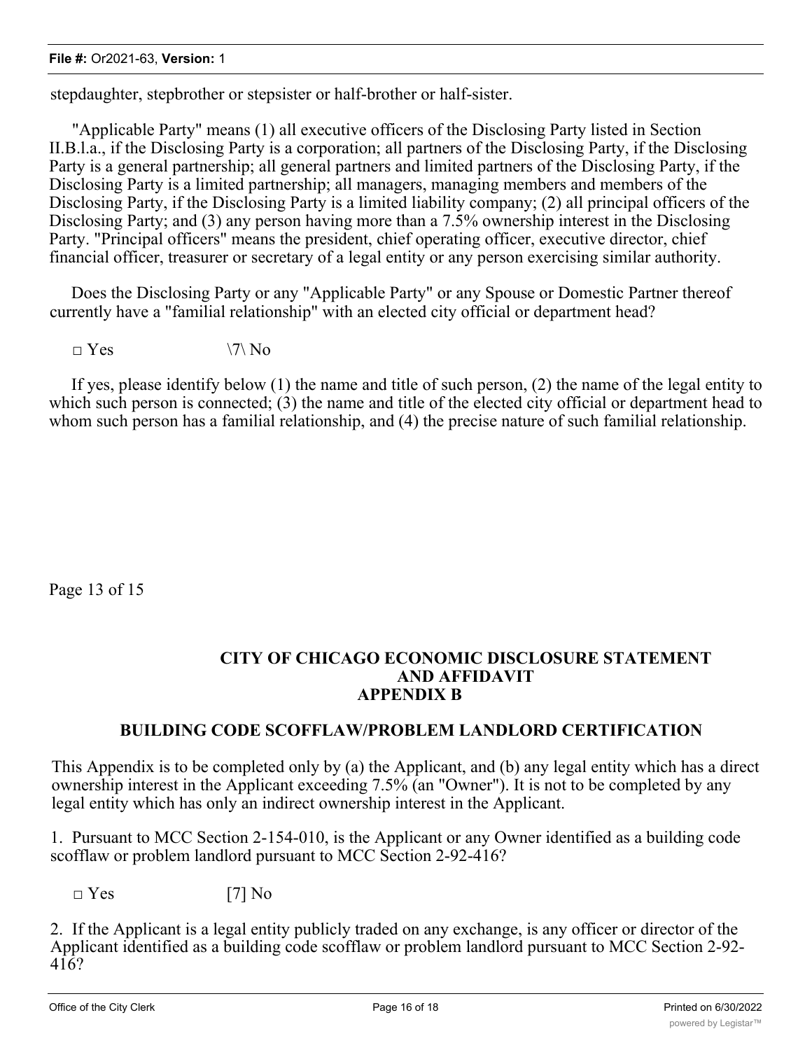stepdaughter, stepbrother or stepsister or half-brother or half-sister.

"Applicable Party" means (1) all executive officers of the Disclosing Party listed in Section II.B.l.a., if the Disclosing Party is a corporation; all partners of the Disclosing Party, if the Disclosing Party is a general partnership; all general partners and limited partners of the Disclosing Party, if the Disclosing Party is a limited partnership; all managers, managing members and members of the Disclosing Party, if the Disclosing Party is a limited liability company; (2) all principal officers of the Disclosing Party; and (3) any person having more than a 7.5% ownership interest in the Disclosing Party. "Principal officers" means the president, chief operating officer, executive director, chief financial officer, treasurer or secretary of a legal entity or any person exercising similar authority.

Does the Disclosing Party or any "Applicable Party" or any Spouse or Domestic Partner thereof currently have a "familial relationship" with an elected city official or department head?

□ Yes \7\ No

If yes, please identify below (1) the name and title of such person, (2) the name of the legal entity to which such person is connected; (3) the name and title of the elected city official or department head to whom such person has a familial relationship, and (4) the precise nature of such familial relationship.

Page 13 of 15

**CITY OF CHICAGO ECONOMIC DISCLOSURE STATEMENT AND AFFIDAVIT APPENDIX B**

**BUILDING CODE SCOFFLAW/PROBLEM LANDLORD CERTIFICATION**

This Appendix is to be completed only by (a) the Applicant, and (b) any legal entity which has a direct ownership interest in the Applicant exceeding 7.5% (an "Owner"). It is not to be completed by any legal entity which has only an indirect ownership interest in the Applicant.

1. Pursuant to MCC Section 2-154-010, is the Applicant or any Owner identified as a building code scofflaw or problem landlord pursuant to MCC Section 2-92-416?

□ Yes [7] No

2. If the Applicant is a legal entity publicly traded on any exchange, is any officer or director of the Applicant identified as a building code scofflaw or problem landlord pursuant to MCC Section 2-92-416?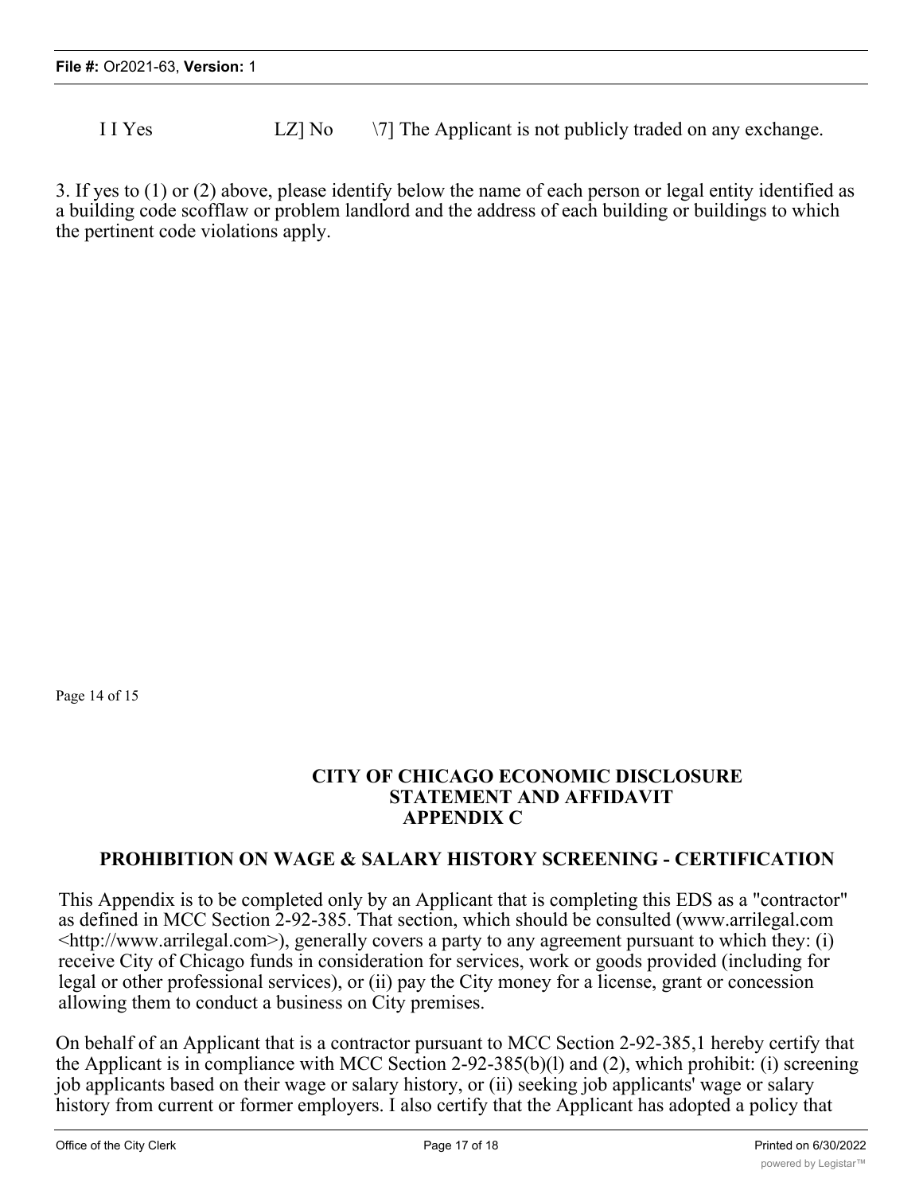I I Yes LZ] No \7] The Applicant is not publicly traded on any exchange.

3. If yes to (1) or (2) above, please identify below the name of each person or legal entity identified as a building code scofflaw or problem landlord and the address of each building or buildings to which the pertinent code violations apply.

Page 14 of 15

## CITY OF CHICAGO ECONOMIC DISCLOSURE STATEMENT AND AFFIDAVIT APPENDIX C

## PROHIBITION ON WAGE & SALARY HISTORY SCREENING - CERTIFICATION

This Appendix is to be completed only by an Applicant that is completing this EDS as a "contractor" as defined in MCC Section 2-92-385. That section, which should be consulted (www.arrilegal.com <http://www.arrilegal.com>), generally covers a party to any agreement pursuant to which they: (i) receive City of Chicago funds in consideration for services, work or goods provided (including for legal or other professional services), or (ii) pay the City money for a license, grant or concession allowing them to conduct a business on City premises.

On behalf of an Applicant that is a contractor pursuant to MCC Section 2-92-385,1 hereby certify that the Applicant is in compliance with MCC Section 2-92-385(b)(l) and (2), which prohibit: (i) screening job applicants based on their wage or salary history, or (ii) seeking job applicants' wage or salary history from current or former employers. I also certify that the Applicant has adopted a policy that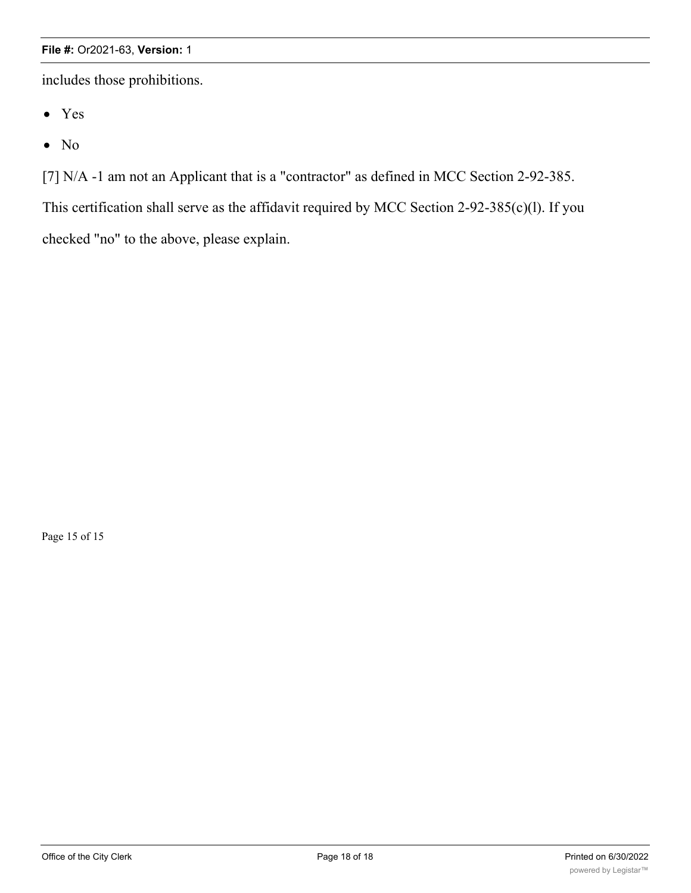includes those prohibitions.

- Yes
- No

[7] N/A -1 am not an Applicant that is a "contractor" as defined in MCC Section 2-92-385.

This certification shall serve as the affidavit required by MCC Section 2-92-385(c)(l). If you checked "no" to the above, please explain.

Page 15 of 15